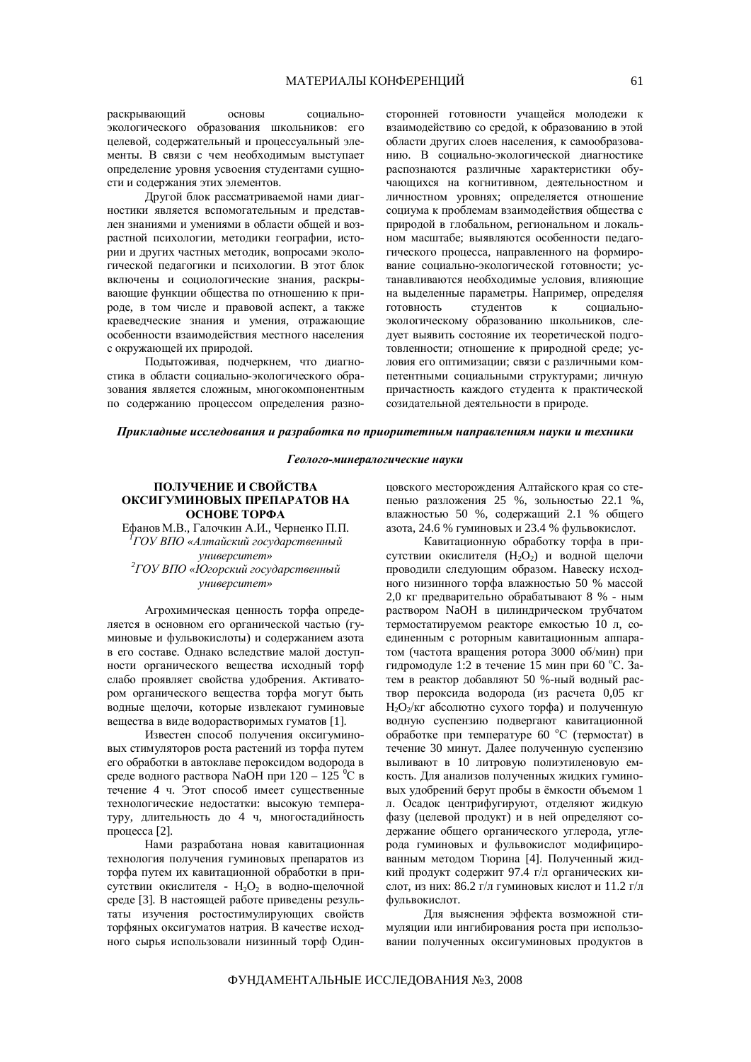раскрывающий основы социально-экологического образования школьников: его целевой, содержательный и процессуальный элементы. В связи с чем необходимым выступает определение уровня усвоения студентами сущности и содержания этих элементов.

Другой блок рассматриваемой нами диагностики является вспомогательным и представлен знаниями и умениями в области общей и возрастной психологии, методики географии, истории и других частных методик, вопросами экологической педагогики и психологии. В этот блок включены и социологические знания, раскрывающие функции общества по отношению к природе, в том числе и правовой аспект, а также краеведческие знания и умения, отражающие особенности взаимодействия местного населения с окружающей их природой.

Подытоживая, подчеркнем, что диагностика в области социально-экологического образования является сложным, многокомпонентным по содержанию процессом определения разносторонней готовности учащейся молодежи к взаимодействию со средой, к образованию в этой области других слоев населения, к самообразованию. В социально-экологической диагностике распознаются различные характеристики обучающихся на когнитивном, деятельностном и личностном уровнях; определяется отношение социума к проблемам взаимодействия общества с природой в глобальном, региональном и локальном масштабе; выявляются особенности педагогического процесса, направленного на формирование социально-экологической готовности; устанавливаются необходимые условия, влияющие на выделенные параметры. Например, определяя готовность студентов к социально-экологическому образованию школьников, следует выявить состояние их теоретической подготовленности; отношение к природной среде; условия его оптимизации; связи с различными компетентными социальными структурами; личную причастность каждого студента к практической созидательной деятельности в природе.

***Прикладные исследования и разработка по приоритетным направлениям науки и техники***

***Геолого-минералогические науки***

## ПОЛУЧЕНИЕ И СВОЙСТВА ОКСИГУМИНОВЫХ ПРЕПАРАТОВ НА ОСНОВЕ ТОРФА

Ефанов М.В., Галочкин А.И., Черненко П.П.

[1]*ГОУ ВПО «Алтайский государственный университет»*

[2]*ГОУ ВПО «Югорский государственный университет»*

Агрохимическая ценность торфа определяется в основном его органической частью (гуминовые и фульвокислоты) и содержанием азота в его составе. Однако вследствие малой доступности органического вещества исходный торф слабо проявляет свойства удобрения. Активатором органического вещества торфа могут быть водные щелочи, которые извлекают гуминовые вещества в виде водорастворимых гуматов [1].

Известен способ получения оксигуминовых стимуляторов роста растений из торфа путем его обработки в автоклаве пероксидом водорода в среде водного раствора NaOH при 120 – 125 $^0$C в течение 4 ч. Этот способ имеет существенные технологические недостатки: высокую температуру, длительность до 4 ч, многостадийность процесса [2].

Нами разработана новая кавитационная технология получения гуминовых препаратов из торфа путем их кавитационной обработки в присутствии окислителя - $H_2O_2$ в водно-щелочной среде [3]. В настоящей работе приведены результаты изучения ростостимулирующих свойств торфяных оксигуматов натрия. В качестве исходного сырья использовали низинный торф Одинцовского месторождения Алтайского края со степенью разложения 25 %, зольностью 22.1 %, влажностью 50 %, содержащий 2.1 % общего азота, 24.6 % гуминовых и 23.4 % фульвокислот.

Кавитационную обработку торфа в присутствии окислителя ($H_2O_2$) и водной щелочи проводили следующим образом. Навеску исходного низинного торфа влажностью 50 % массой 2,0 кг предварительно обрабатывают 8 % - ным раствором NaOH в цилиндрическом трубчатом термостатируемом реакторе емкостью 10 л, соединенным с роторным кавитационным аппаратом (частота вращения ротора 3000 об/мин) при гидромодуле 1:2 в течение 15 мин при 60 $^o$C. Затем в реактор добавляют 50 %-ный водный раствор пероксида водорода (из расчета 0,05 кг $H_2O_2$/кг абсолютно сухого торфа) и полученную водную суспензию подвергают кавитационной обработке при температуре 60 $^o$C (термостат) в течение 30 минут. Далее полученную суспензию выливают в 10 литровую полиэтиленовую емкость. Для анализов полученных жидких гуминовых удобрений берут пробы в ёмкости объемом 1 л. Осадок центрифугируют, отделяют жидкую фазу (целевой продукт) и в ней определяют содержание общего органического углерода, углерода гуминовых и фульвокислот модифицированным методом Тюрина [4]. Полученный жидкий продукт содержит 97.4 г/л органических кислот, из них: 86.2 г/л гуминовых кислот и 11.2 г/л фульвокислот.

Для выяснения эффекта возможной стимуляции или ингибирования роста при использовании полученных оксигуминовых продуктов в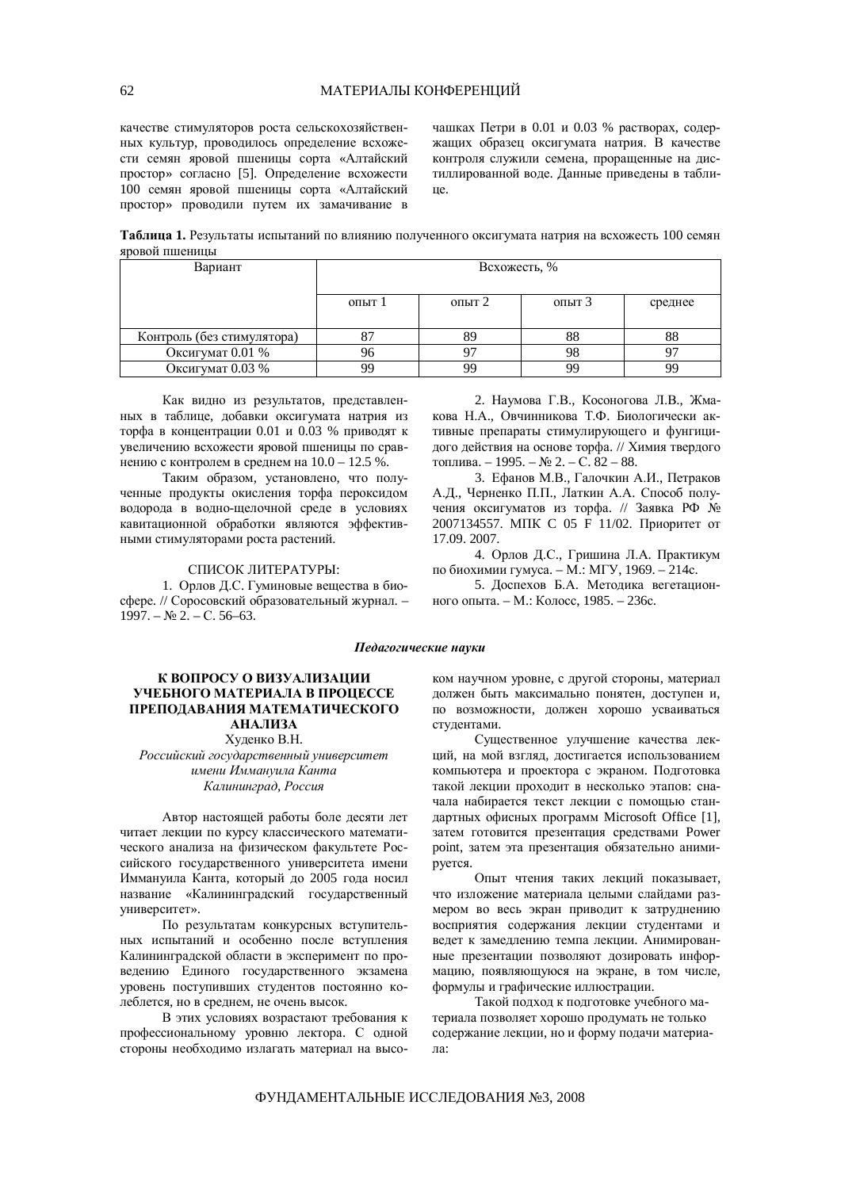качестве стимуляторов роста сельскохозяйственных культур, проводилось определение всхожести семян яровой пшеницы сорта «Алтайский простор» согласно [5]. Определение всхожести 100 семян яровой пшеницы сорта «Алтайский простор» проводили путем их замачивание в чашках Петри в 0.01 и 0.03 % растворах, содержащих образец оксигумата натрия. В качестве контроля служили семена, пророщенные на дистиллированной воде. Данные приведены в таблице.

**Таблица 1.** Результаты испытаний по влиянию полученного оксигумата натрия на всхожесть 100 семян яровой пшеницы

| Вариант | Всхожесть, % | | | |
|---|---|---|---|---|
| | опыт 1 | опыт 2 | опыт 3 | среднее |
| Контроль (без стимулятора) | 87 | 89 | 88 | 88 |
| Оксигумат 0.01 % | 96 | 97 | 98 | 97 |
| Оксигумат 0.03 % | 99 | 99 | 99 | 99 |

Как видно из результатов, представленных в таблице, добавки оксигумата натрия из торфа в концентрации 0.01 и 0.03 % приводят к увеличению всхожести яровой пшеницы по сравнению с контролем в среднем на 10.0 – 12.5 %.

Таким образом, установлено, что полученные продукты окисления торфа пероксидом водорода в водно-щелочной среде в условиях кавитационной обработки являются эффективными стимуляторами роста растений.

СПИСОК ЛИТЕРАТУРЫ:

1. Орлов Д.С. Гуминовые вещества в биосфере. // Соросовский образовательный журнал. – 1997. – № 2. – С. 56–63.
2. Наумова Г.В., Косоногова Л.В., Жмакова Н.А., Овчинникова Т.Ф. Биологически активные препараты стимулирующего и фунгицидого действия на основе торфа. // Химия твердого топлива. – 1995. – № 2. – С. 82 – 88.
3. Ефанов М.В., Галочкин А.И., Петраков А.Д., Черненко П.П., Латкин А.А. Способ получения оксигуматов из торфа. // Заявка РФ № 2007134557. МПК С 05 F 11/02. Приоритет от 17.09. 2007.
4. Орлов Д.С., Гришина Л.А. Практикум по биохимии гумуса. – М.: МГУ, 1969. – 214с.
5. Доспехов Б.А. Методика вегетационного опыта. – М.: Колосс, 1985. – 236с.

***Педагогические науки***

## К ВОПРОСУ О ВИЗУАЛИЗАЦИИ УЧЕБНОГО МАТЕРИАЛА В ПРОЦЕССЕ ПРЕПОДАВАНИЯ МАТЕМАТИЧЕСКОГО АНАЛИЗА

Худенко В.Н.

*Российский государственный университет имени Иммануила Канта*
*Калининград, Россия*

Автор настоящей работы боле десяти лет читает лекции по курсу классического математического анализа на физическом факультете Российского государственного университета имени Иммануила Канта, который до 2005 года носил название «Калининградский государственный университет».

По результатам конкурсных вступительных испытаний и особенно после вступления Калининградской области в эксперимент по проведению Единого государственного экзамена уровень поступивших студентов постоянно колеблется, но в среднем, не очень высок.

В этих условиях возрастают требования к профессиональному уровню лектора. С одной стороны необходимо излагать материал на высоком научном уровне, с другой стороны, материал должен быть максимально понятен, доступен и, по возможности, должен хорошо усваиваться студентами.

Существенное улучшение качества лекций, на мой взгляд, достигается использованием компьютера и проектора с экраном. Подготовка такой лекции проходит в несколько этапов: сначала набирается текст лекции с помощью стандартных офисных программ Microsoft Office [1], затем готовится презентация средствами Power point, затем эта презентация обязательно анимируется.

Опыт чтения таких лекций показывает, что изложение материала целыми слайдами размером во весь экран приводит к затруднению восприятия содержания лекции студентами и ведет к замедлению темпа лекции. Анимированные презентации позволяют дозировать информацию, появляющуюся на экране, в том числе, формулы и графические иллюстрации.

Такой подход к подготовке учебного материала позволяет хорошо продумать не только содержание лекции, но и форму подачи материала: